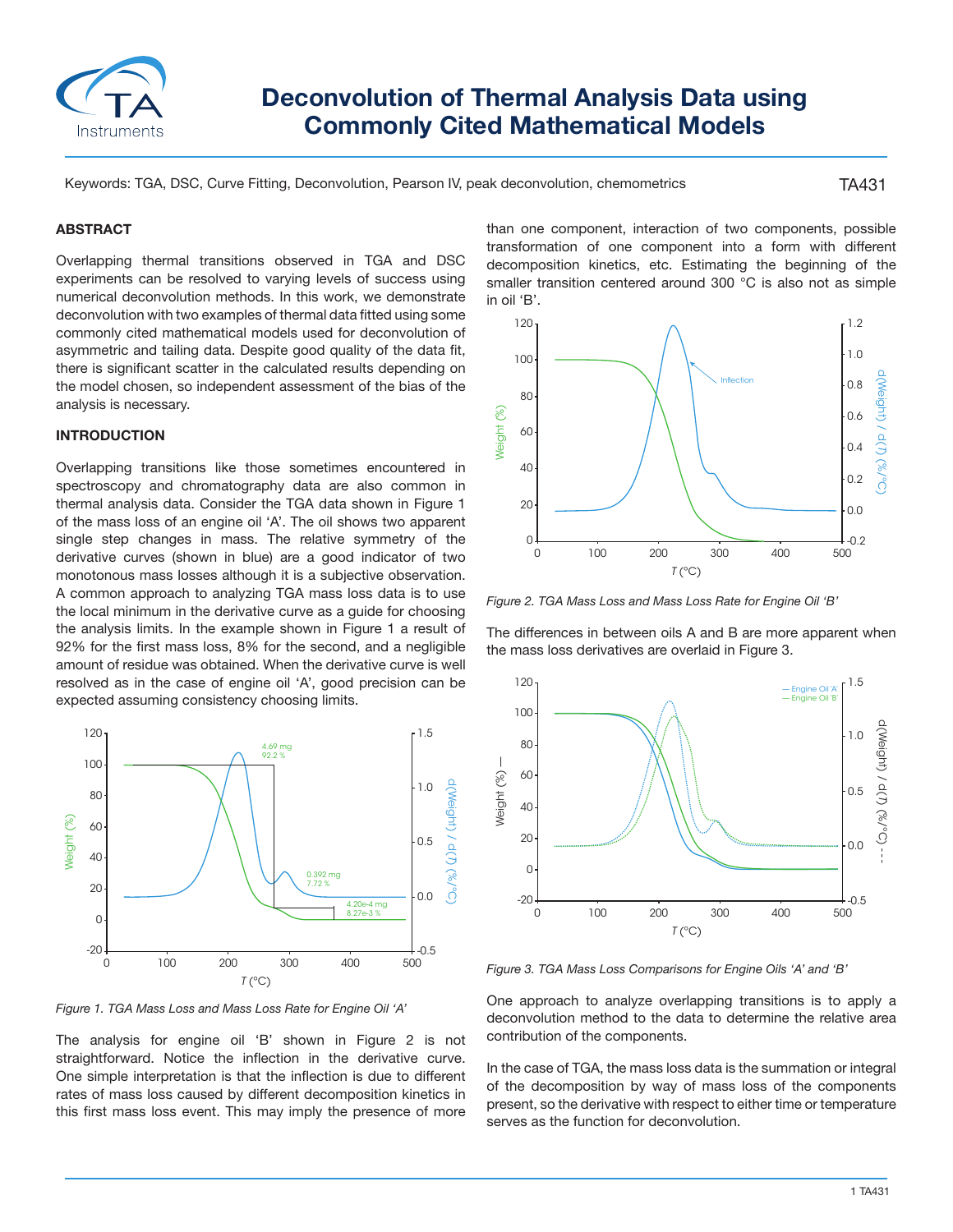# Deconvolution of Thermal Analysis Data using Commonly Cited Mathematical Models

Keywords: TGA, DSC, Curve Fitting, Deconvolution, Pearson IV, peak deconvolution, chemometrics

TA431

## ABSTRACT

Overlapping thermal transitions observed in TGA and DSC experiments can be resolved to varying levels of success using numerical deconvolution methods. In this work, we demonstrate deconvolution with two examples of thermal data fitted using some commonly cited mathematical models used for deconvolution of asymmetric and tailing data. Despite good quality of the data fit, there is significant scatter in the calculated results depending on the model chosen, so independent assessment of the bias of the analysis is necessary.

## INTRODUCTION

Overlapping transitions like those sometimes encountered in spectroscopy and chromatography data are also common in thermal analysis data. Consider the TGA data shown in Figure 1 of the mass loss of an engine oil 'A'. The oil shows two apparent single step changes in mass. The relative symmetry of the derivative curves (shown in blue) are a good indicator of two monotonous mass losses although it is a subjective observation. A common approach to analyzing TGA mass loss data is to use the local minimum in the derivative curve as a guide for choosing the analysis limits. In the example shown in Figure 1 a result of 92% for the first mass loss, 8% for the second, and a negligible amount of residue was obtained. When the derivative curve is well resolved as in the case of engine oil 'A', good precision can be expected assuming consistency choosing limits.

*Figure 1. TGA Mass Loss and Mass Loss Rate for Engine Oil 'A'*

The analysis for engine oil 'B' shown in Figure 2 is not straightforward. Notice the inflection in the derivative curve. One simple interpretation is that the inflection is due to different rates of mass loss caused by different decomposition kinetics in this first mass loss event. This may imply the presence of more than one component, interaction of two components, possible transformation of one component into a form with different decomposition kinetics, etc. Estimating the beginning of the smaller transition centered around 300 °C is also not as simple in oil 'B'.

*Figure 2. TGA Mass Loss and Mass Loss Rate for Engine Oil 'B'*

The differences in between oils A and B are more apparent when the mass loss derivatives are overlaid in Figure 3.

*Figure 3. TGA Mass Loss Comparisons for Engine Oils 'A' and 'B'*

One approach to analyze overlapping transitions is to apply a deconvolution method to the data to determine the relative area contribution of the components.

In the case of TGA, the mass loss data is the summation or integral of the decomposition by way of mass loss of the components present, so the derivative with respect to either time or temperature serves as the function for deconvolution.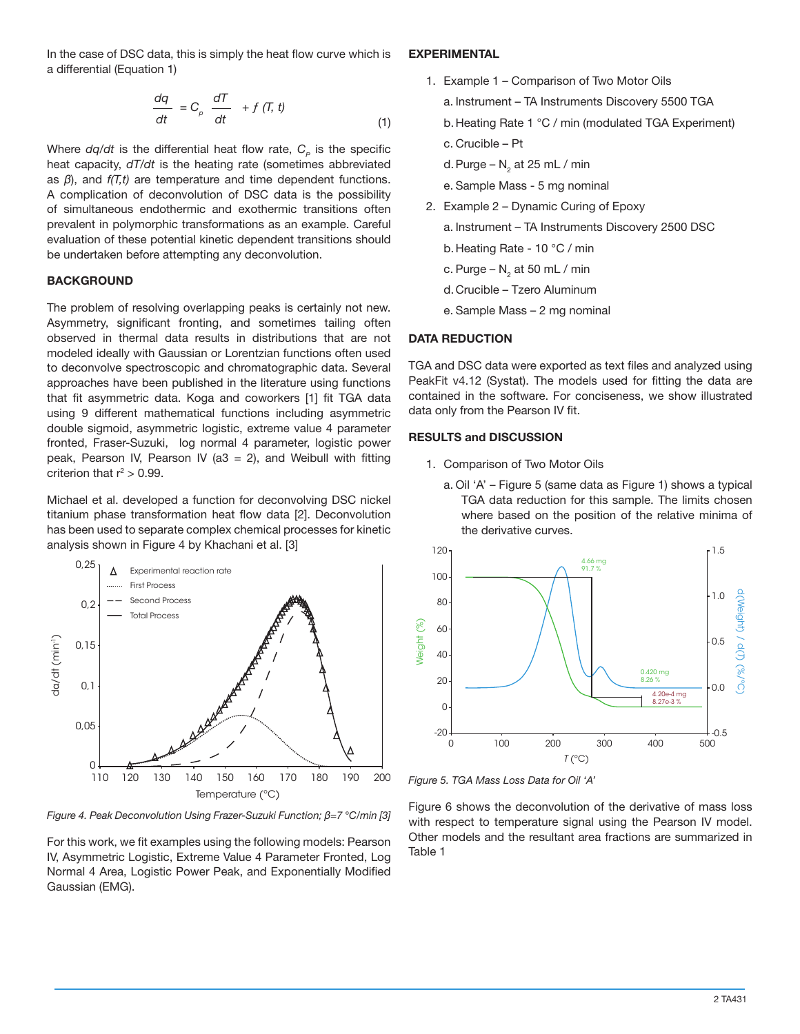In the case of DSC data, this is simply the heat flow curve which is a differential (Equation 1)

$$\frac{dq}{dt} = C_p \frac{dT}{dt} + f(T, t) \tag{1}$$

Where $dq/dt$ is the differential heat flow rate, $C_p$ is the specific heat capacity, $dT/dt$ is the heating rate (sometimes abbreviated as $\beta$), and $f(T,t)$ are temperature and time dependent functions. A complication of deconvolution of DSC data is the possibility of simultaneous endothermic and exothermic transitions often prevalent in polymorphic transformations as an example. Careful evaluation of these potential kinetic dependent transitions should be undertaken before attempting any deconvolution.

## BACKGROUND

The problem of resolving overlapping peaks is certainly not new. Asymmetry, significant fronting, and sometimes tailing often observed in thermal data results in distributions that are not modeled ideally with Gaussian or Lorentzian functions often used to deconvolve spectroscopic and chromatographic data. Several approaches have been published in the literature using functions that fit asymmetric data. Koga and coworkers [1] fit TGA data using 9 different mathematical functions including asymmetric double sigmoid, asymmetric logistic, extreme value 4 parameter fronted, Fraser-Suzuki, log normal 4 parameter, logistic power peak, Pearson IV, Pearson IV (a3 = 2), and Weibull with fitting criterion that $r^2 > 0.99$.

Michael et al. developed a function for deconvolving DSC nickel titanium phase transformation heat flow data [2]. Deconvolution has been used to separate complex chemical processes for kinetic analysis shown in Figure 4 by Khachani et al. [3]

Figure 4. Peak Deconvolution Using Frazer-Suzuki Function; $\beta$=7 °C/min [3]

For this work, we fit examples using the following models: Pearson IV, Asymmetric Logistic, Extreme Value 4 Parameter Fronted, Log Normal 4 Area, Logistic Power Peak, and Exponentially Modified Gaussian (EMG).

## EXPERIMENTAL

1. Example 1 – Comparison of Two Motor Oils
   a. Instrument – TA Instruments Discovery 5500 TGA
   b. Heating Rate 1 °C / min (modulated TGA Experiment)
   c. Crucible – Pt
   d. Purge – $N_2$ at 25 mL / min
   e. Sample Mass - 5 mg nominal
2. Example 2 – Dynamic Curing of Epoxy
   a. Instrument – TA Instruments Discovery 2500 DSC
   b. Heating Rate - 10 °C / min
   c. Purge – $N_2$ at 50 mL / min
   d. Crucible – Tzero Aluminum
   e. Sample Mass – 2 mg nominal

## DATA REDUCTION

TGA and DSC data were exported as text files and analyzed using PeakFit v4.12 (Systat). The models used for fitting the data are contained in the software. For conciseness, we show illustrated data only from the Pearson IV fit.

## RESULTS and DISCUSSION

1. Comparison of Two Motor Oils
   a. Oil 'A' – Figure 5 (same data as Figure 1) shows a typical TGA data reduction for this sample. The limits chosen where based on the position of the relative minima of the derivative curves.

Figure 5. TGA Mass Loss Data for Oil 'A'

Figure 6 shows the deconvolution of the derivative of mass loss with respect to temperature signal using the Pearson IV model. Other models and the resultant area fractions are summarized in Table 1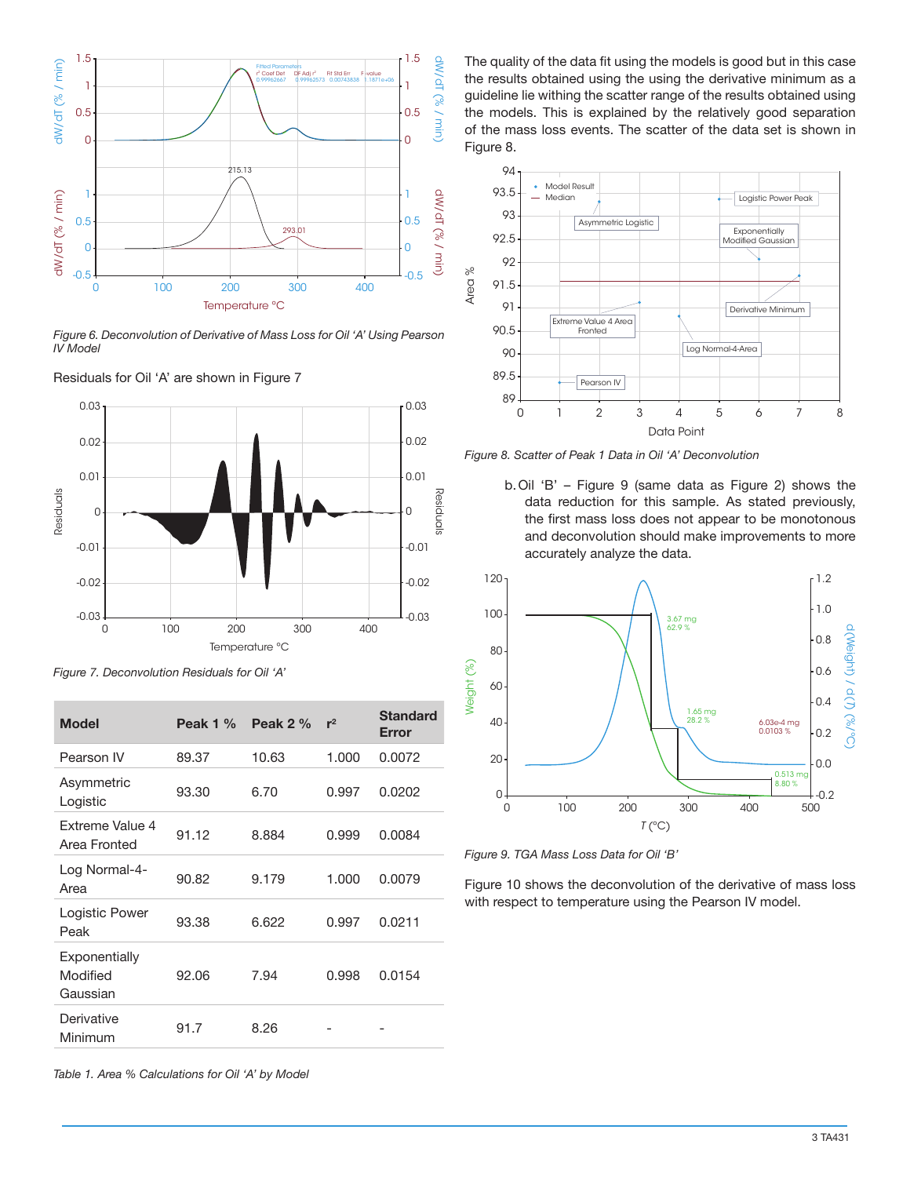Figure 6. Deconvolution of Derivative of Mass Loss for Oil 'A' Using Pearson IV Model

Residuals for Oil 'A' are shown in Figure 7

Figure 7. Deconvolution Residuals for Oil 'A'

| Model | Peak 1 % | Peak 2 % | $r^2$ | Standard Error |
|---|---|---|---|---|
| Pearson IV | 89.37 | 10.63 | 1.000 | 0.0072 |
| Asymmetric Logistic | 93.30 | 6.70 | 0.997 | 0.0202 |
| Extreme Value 4 Area Fronted | 91.12 | 8.884 | 0.999 | 0.0084 |
| Log Normal-4-Area | 90.82 | 9.179 | 1.000 | 0.0079 |
| Logistic Power Peak | 93.38 | 6.622 | 0.997 | 0.0211 |
| Exponentially Modified Gaussian | 92.06 | 7.94 | 0.998 | 0.0154 |
| Derivative Minimum | 91.7 | 8.26 | - | - |

Table 1. Area % Calculations for Oil 'A' by Model

The quality of the data fit using the models is good but in this case the results obtained using the using the derivative minimum as a guideline lie withing the scatter range of the results obtained using the models. This is explained by the relatively good separation of the mass loss events. The scatter of the data set is shown in Figure 8.

Figure 8. Scatter of Peak 1 Data in Oil 'A' Deconvolution

b. Oil 'B' – Figure 9 (same data as Figure 2) shows the data reduction for this sample. As stated previously, the first mass loss does not appear to be monotonous and deconvolution should make improvements to more accurately analyze the data.

Figure 9. TGA Mass Loss Data for Oil 'B'

Figure 10 shows the deconvolution of the derivative of mass loss with respect to temperature using the Pearson IV model.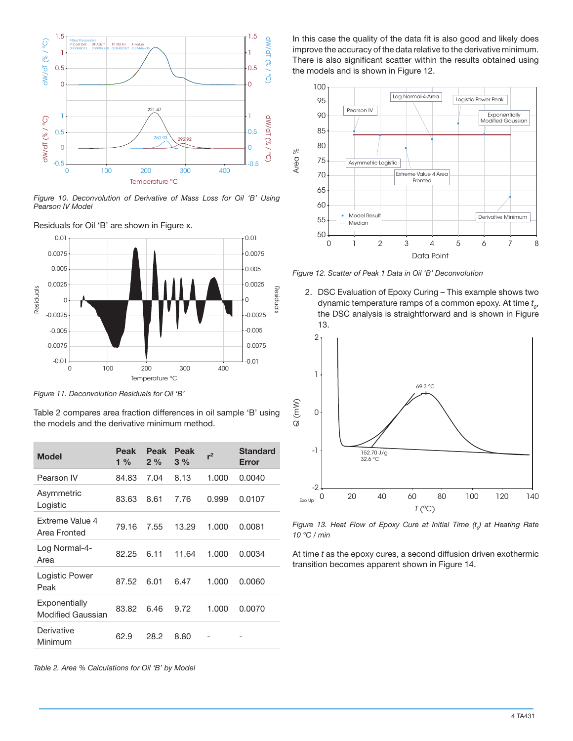*Figure 10. Deconvolution of Derivative of Mass Loss for Oil 'B' Using Pearson IV Model*

Residuals for Oil 'B' are shown in Figure x.

*Figure 11. Deconvolution Residuals for Oil 'B'*

Table 2 compares area fraction differences in oil sample 'B' using the models and the derivative minimum method.

| Model | Peak 1 % | Peak 2 % | Peak 3 % | $r^2$ | Standard Error |
|---|---|---|---|---|---|
| Pearson IV | 84.83 | 7.04 | 8.13 | 1.000 | 0.0040 |
| Asymmetric Logistic | 83.63 | 8.61 | 7.76 | 0.999 | 0.0107 |
| Extreme Value 4 Area Fronted | 79.16 | 7.55 | 13.29 | 1.000 | 0.0081 |
| Log Normal-4-Area | 82.25 | 6.11 | 11.64 | 1.000 | 0.0034 |
| Logistic Power Peak | 87.52 | 6.01 | 6.47 | 1.000 | 0.0060 |
| Exponentially Modified Gaussian | 83.82 | 6.46 | 9.72 | 1.000 | 0.0070 |
| Derivative Minimum | 62.9 | 28.2 | 8.80 | - | - |

*Table 2. Area % Calculations for Oil 'B' by Model*

In this case the quality of the data fit is also good and likely does improve the accuracy of the data relative to the derivative minimum. There is also significant scatter within the results obtained using the models and is shown in Figure 12.

*Figure 12. Scatter of Peak 1 Data in Oil 'B' Deconvolution*

2. DSC Evaluation of Epoxy Curing – This example shows two dynamic temperature ramps of a common epoxy. At time $t_0$, the DSC analysis is straightforward and is shown in Figure 13.

*Figure 13. Heat Flow of Epoxy Cure at Initial Time ($t_0$) at Heating Rate 10 °C / min*

At time *t* as the epoxy cures, a second diffusion driven exothermic transition becomes apparent shown in Figure 14.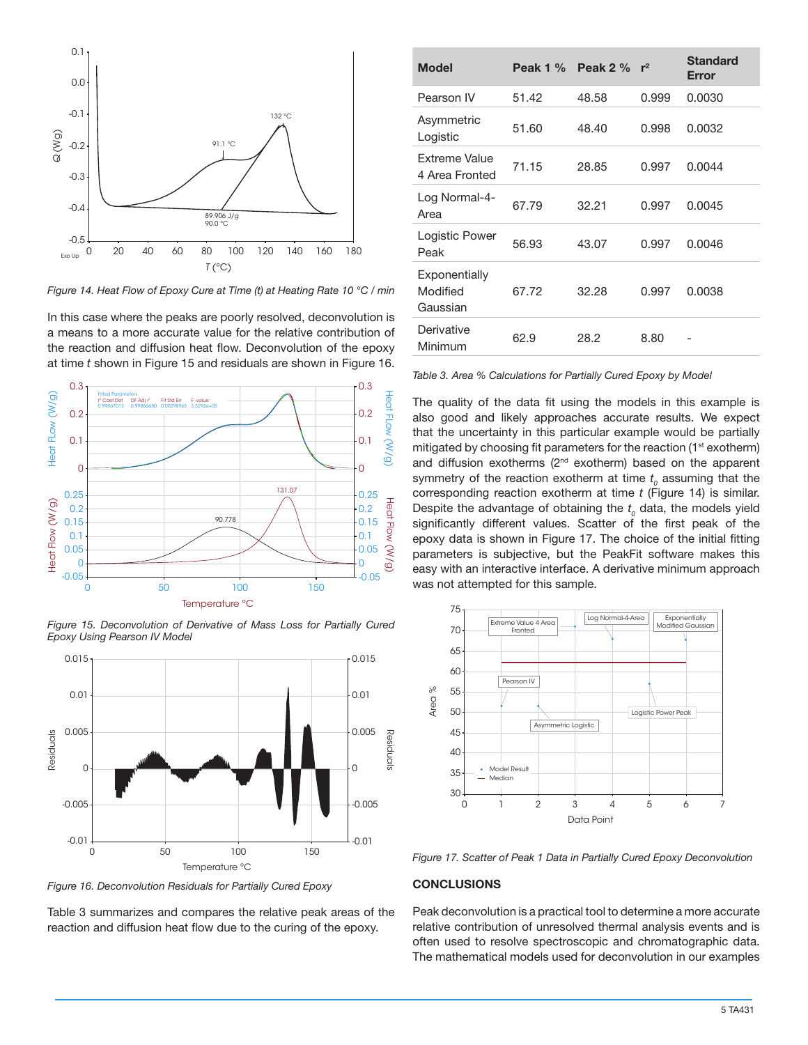*Figure 14. Heat Flow of Epoxy Cure at Time (t) at Heating Rate 10 °C / min*

In this case where the peaks are poorly resolved, deconvolution is a means to a more accurate value for the relative contribution of the reaction and diffusion heat flow. Deconvolution of the epoxy at time *t* shown in Figure 15 and residuals are shown in Figure 16.

*Figure 15. Deconvolution of Derivative of Mass Loss for Partially Cured Epoxy Using Pearson IV Model*

*Figure 16. Deconvolution Residuals for Partially Cured Epoxy*

Table 3 summarizes and compares the relative peak areas of the reaction and diffusion heat flow due to the curing of the epoxy.

| Model | Peak 1 % | Peak 2 % | $r^2$ | Standard Error |
|---|---|---|---|---|
| Pearson IV | 51.42 | 48.58 | 0.999 | 0.0030 |
| Asymmetric Logistic | 51.60 | 48.40 | 0.998 | 0.0032 |
| Extreme Value 4 Area Fronted | 71.15 | 28.85 | 0.997 | 0.0044 |
| Log Normal-4-Area | 67.79 | 32.21 | 0.997 | 0.0045 |
| Logistic Power Peak | 56.93 | 43.07 | 0.997 | 0.0046 |
| Exponentially Modified Gaussian | 67.72 | 32.28 | 0.997 | 0.0038 |
| Derivative Minimum | 62.9 | 28.2 | 8.80 | - |

*Table 3. Area % Calculations for Partially Cured Epoxy by Model*

The quality of the data fit using the models in this example is also good and likely approaches accurate results. We expect that the uncertainty in this particular example would be partially mitigated by choosing fit parameters for the reaction (1st exotherm) and diffusion exotherms (2nd exotherm) based on the apparent symmetry of the reaction exotherm at time $t_0$ assuming that the corresponding reaction exotherm at time *t* (Figure 14) is similar. Despite the advantage of obtaining the $t_0$ data, the models yield significantly different values. Scatter of the first peak of the epoxy data is shown in Figure 17. The choice of the initial fitting parameters is subjective, but the PeakFit software makes this easy with an interactive interface. A derivative minimum approach was not attempted for this sample.

*Figure 17. Scatter of Peak 1 Data in Partially Cured Epoxy Deconvolution*

## CONCLUSIONS

Peak deconvolution is a practical tool to determine a more accurate relative contribution of unresolved thermal analysis events and is often used to resolve spectroscopic and chromatographic data. The mathematical models used for deconvolution in our examples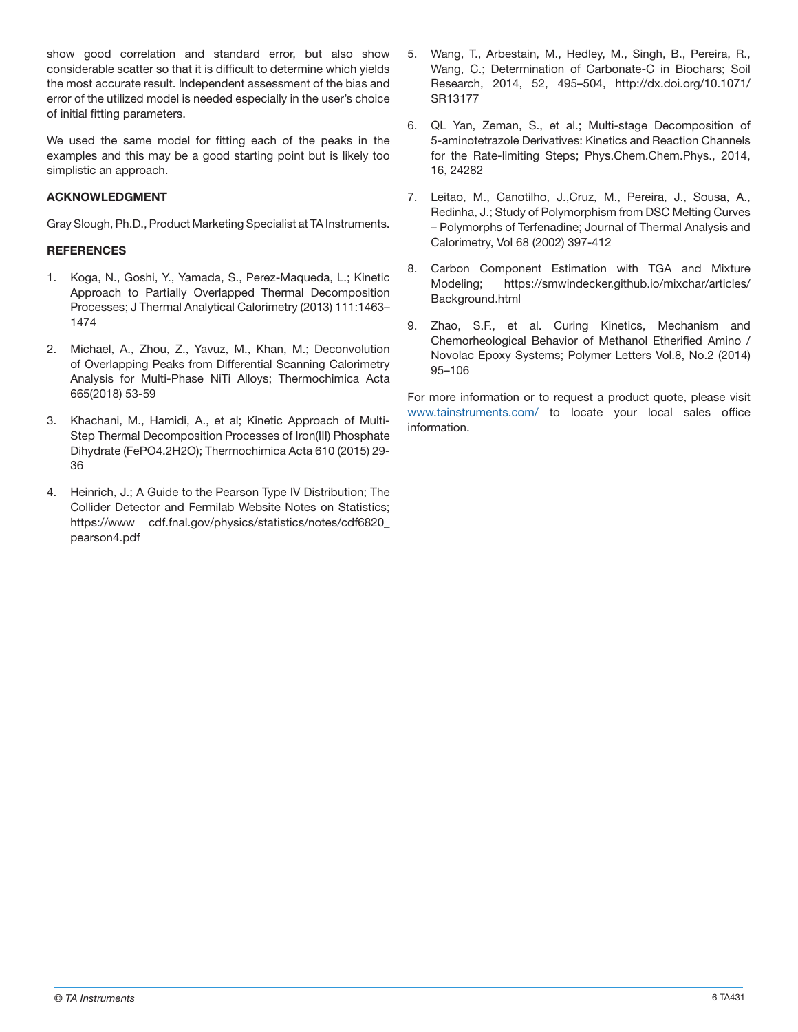show good correlation and standard error, but also show considerable scatter so that it is difficult to determine which yields the most accurate result. Independent assessment of the bias and error of the utilized model is needed especially in the user's choice of initial fitting parameters.

We used the same model for fitting each of the peaks in the examples and this may be a good starting point but is likely too simplistic an approach.

## ACKNOWLEDGMENT

Gray Slough, Ph.D., Product Marketing Specialist at TA Instruments.

## REFERENCES

1. Koga, N., Goshi, Y., Yamada, S., Perez-Maqueda, L.; Kinetic Approach to Partially Overlapped Thermal Decomposition Processes; J Thermal Analytical Calorimetry (2013) 111:1463–1474
2. Michael, A., Zhou, Z., Yavuz, M., Khan, M.; Deconvolution of Overlapping Peaks from Differential Scanning Calorimetry Analysis for Multi-Phase NiTi Alloys; Thermochimica Acta 665(2018) 53-59
3. Khachani, M., Hamidi, A., et al; Kinetic Approach of Multi-Step Thermal Decomposition Processes of Iron(III) Phosphate Dihydrate (FePO4.2H2O); Thermochimica Acta 610 (2015) 29-36
4. Heinrich, J.; A Guide to the Pearson Type IV Distribution; The Collider Detector and Fermilab Website Notes on Statistics; https://www cdf.fnal.gov/physics/statistics/notes/cdf6820_pearson4.pdf
5. Wang, T., Arbestain, M., Hedley, M., Singh, B., Pereira, R., Wang, C.; Determination of Carbonate-C in Biochars; Soil Research, 2014, 52, 495–504, http://dx.doi.org/10.1071/SR13177
6. QL Yan, Zeman, S., et al.; Multi-stage Decomposition of 5-aminotetrazole Derivatives: Kinetics and Reaction Channels for the Rate-limiting Steps; Phys.Chem.Chem.Phys., 2014, 16, 24282
7. Leitao, M., Canotilho, J.,Cruz, M., Pereira, J., Sousa, A., Redinha, J.; Study of Polymorphism from DSC Melting Curves – Polymorphs of Terfenadine; Journal of Thermal Analysis and Calorimetry, Vol 68 (2002) 397-412
8. Carbon Component Estimation with TGA and Mixture Modeling; https://smwindecker.github.io/mixchar/articles/Background.html
9. Zhao, S.F., et al. Curing Kinetics, Mechanism and Chemorheological Behavior of Methanol Etherified Amino / Novolac Epoxy Systems; Polymer Letters Vol.8, No.2 (2014) 95–106

For more information or to request a product quote, please visit www.tainstruments.com/ to locate your local sales office information.